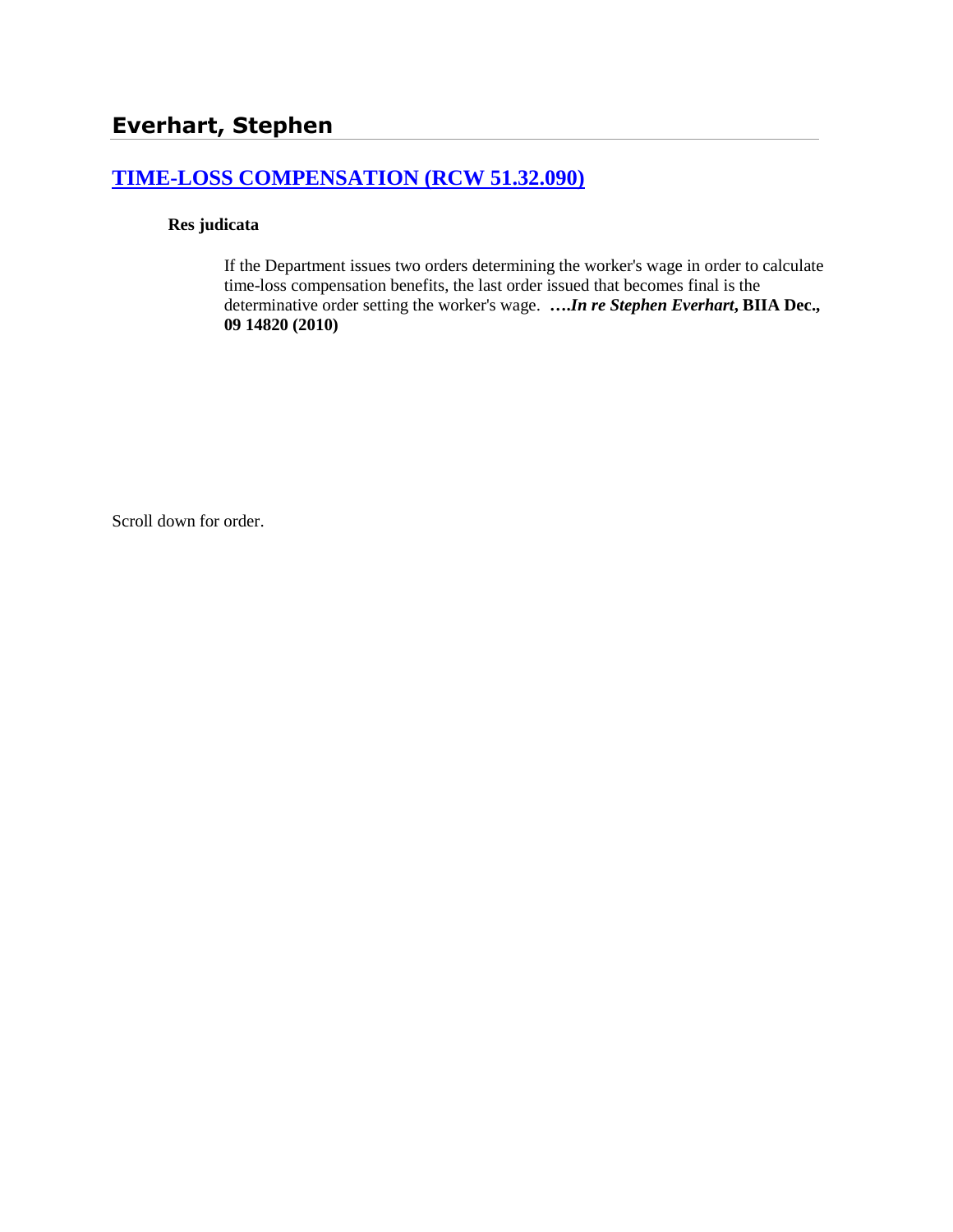# Everhart, Stephen

## TIME-LOSS COMPENSATION (RCW 51.32.090)

**Res judicata**

If the Department issues two orders determining the worker's wage in order to calculate time-loss compensation benefits, the last order issued that becomes final is the determinative order setting the worker's wage. ****….In re Stephen Everhart*, BIIA Dec., 09 14820 (2010)**

Scroll down for order.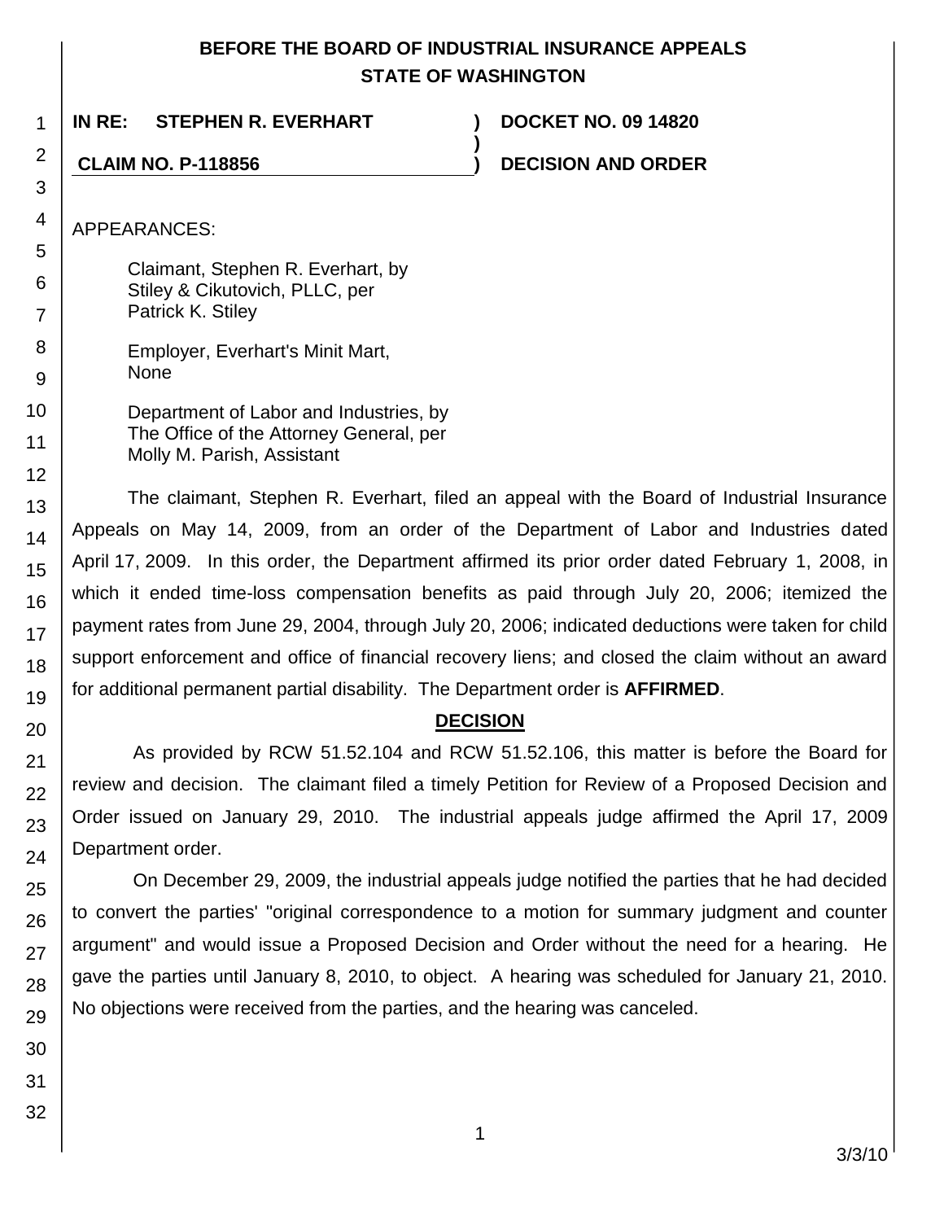# BEFORE THE BOARD OF INDUSTRIAL INSURANCE APPEALS
## STATE OF WASHINGTON

**IN RE: STEPHEN R. EVERHART** ) **DOCKET NO. 09 14820**
)
**CLAIM NO. P-118856** ) **DECISION AND ORDER**

APPEARANCES:

Claimant, Stephen R. Everhart, by
Stiley & Cikutovich, PLLC, per
Patrick K. Stiley

Employer, Everhart's Minit Mart,
None

Department of Labor and Industries, by
The Office of the Attorney General, per
Molly M. Parish, Assistant

The claimant, Stephen R. Everhart, filed an appeal with the Board of Industrial Insurance Appeals on May 14, 2009, from an order of the Department of Labor and Industries dated April 17, 2009. In this order, the Department affirmed its prior order dated February 1, 2008, in which it ended time-loss compensation benefits as paid through July 20, 2006; itemized the payment rates from June 29, 2004, through July 20, 2006; indicated deductions were taken for child support enforcement and office of financial recovery liens; and closed the claim without an award for additional permanent partial disability. The Department order is **AFFIRMED**.

## DECISION

As provided by RCW 51.52.104 and RCW 51.52.106, this matter is before the Board for review and decision. The claimant filed a timely Petition for Review of a Proposed Decision and Order issued on January 29, 2010. The industrial appeals judge affirmed the April 17, 2009 Department order.

On December 29, 2009, the industrial appeals judge notified the parties that he had decided to convert the parties' "original correspondence to a motion for summary judgment and counter argument" and would issue a Proposed Decision and Order without the need for a hearing. He gave the parties until January 8, 2010, to object. A hearing was scheduled for January 21, 2010. No objections were received from the parties, and the hearing was canceled.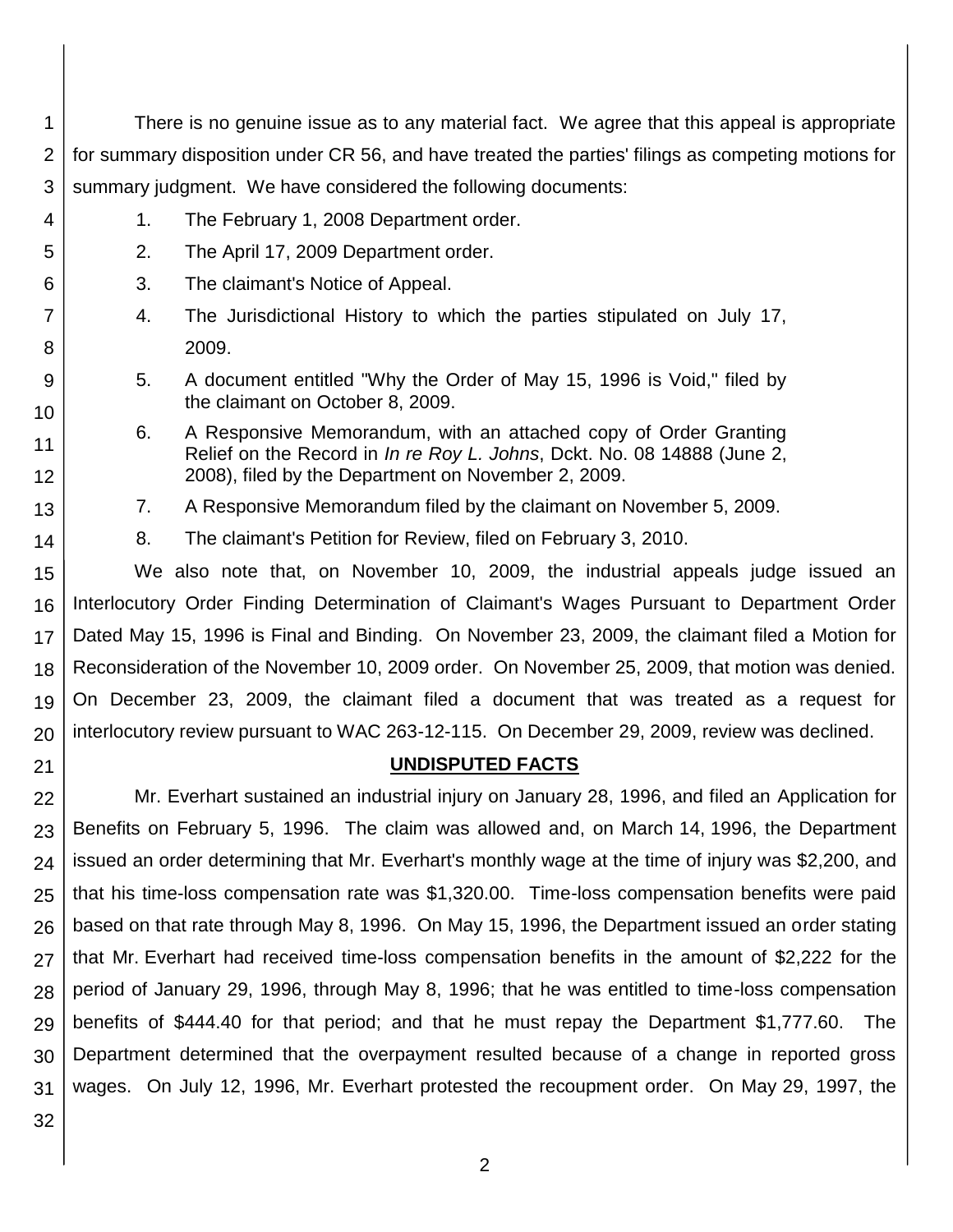There is no genuine issue as to any material fact. We agree that this appeal is appropriate for summary disposition under CR 56, and have treated the parties' filings as competing motions for summary judgment. We have considered the following documents:

1. The February 1, 2008 Department order.
2. The April 17, 2009 Department order.
3. The claimant's Notice of Appeal.
4. The Jurisdictional History to which the parties stipulated on July 17, 2009.
5. A document entitled "Why the Order of May 15, 1996 is Void," filed by the claimant on October 8, 2009.
6. A Responsive Memorandum, with an attached copy of Order Granting Relief on the Record in *In re Roy L. Johns*, Dckt. No. 08 14888 (June 2, 2008), filed by the Department on November 2, 2009.
7. A Responsive Memorandum filed by the claimant on November 5, 2009.
8. The claimant's Petition for Review, filed on February 3, 2010.

We also note that, on November 10, 2009, the industrial appeals judge issued an Interlocutory Order Finding Determination of Claimant's Wages Pursuant to Department Order Dated May 15, 1996 is Final and Binding. On November 23, 2009, the claimant filed a Motion for Reconsideration of the November 10, 2009 order. On November 25, 2009, that motion was denied. On December 23, 2009, the claimant filed a document that was treated as a request for interlocutory review pursuant to WAC 263-12-115. On December 29, 2009, review was declined.

## UNDISPUTED FACTS

Mr. Everhart sustained an industrial injury on January 28, 1996, and filed an Application for Benefits on February 5, 1996. The claim was allowed and, on March 14, 1996, the Department issued an order determining that Mr. Everhart's monthly wage at the time of injury was $2,200, and that his time-loss compensation rate was $1,320.00. Time-loss compensation benefits were paid based on that rate through May 8, 1996. On May 15, 1996, the Department issued an order stating that Mr. Everhart had received time-loss compensation benefits in the amount of $2,222 for the period of January 29, 1996, through May 8, 1996; that he was entitled to time-loss compensation benefits of $444.40 for that period; and that he must repay the Department $1,777.60. The Department determined that the overpayment resulted because of a change in reported gross wages. On July 12, 1996, Mr. Everhart protested the recoupment order. On May 29, 1997, the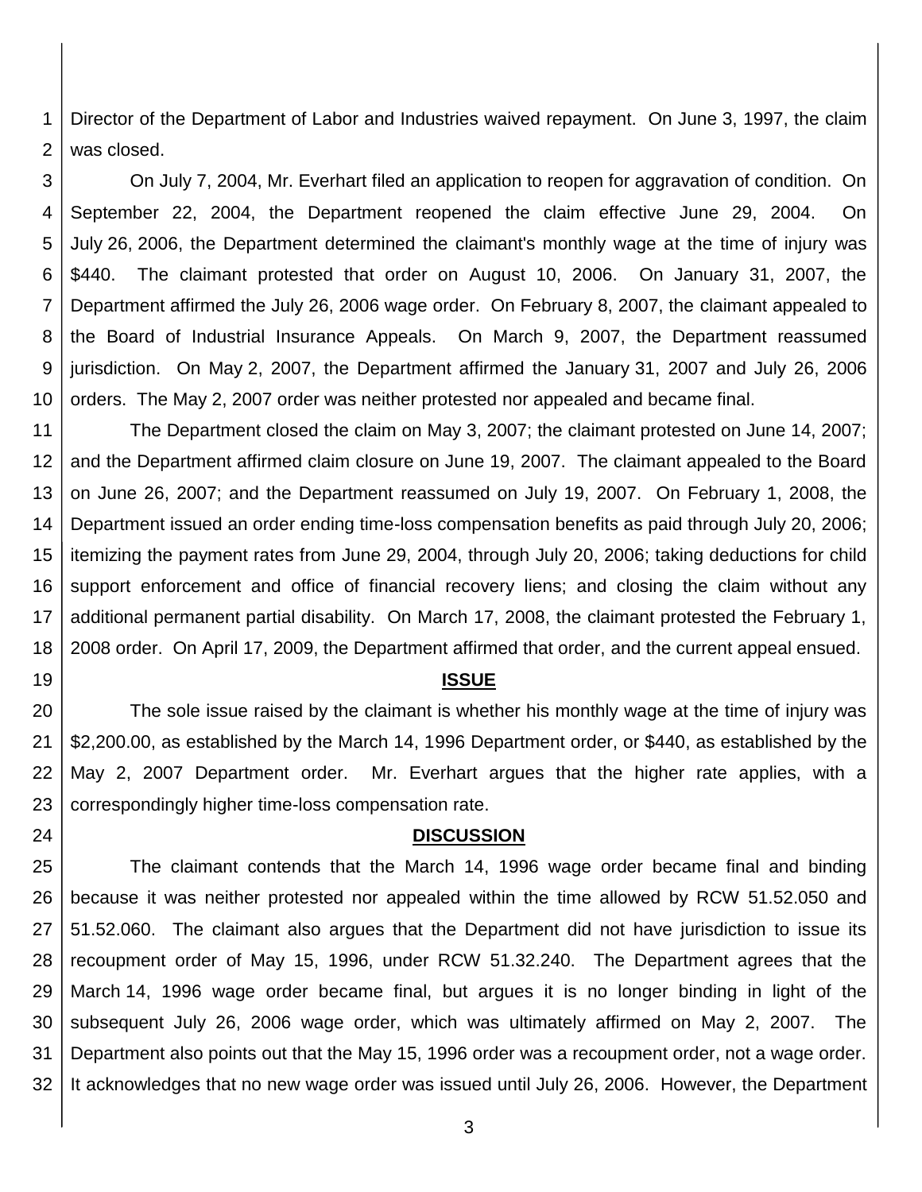Director of the Department of Labor and Industries waived repayment. On June 3, 1997, the claim was closed.

On July 7, 2004, Mr. Everhart filed an application to reopen for aggravation of condition. On September 22, 2004, the Department reopened the claim effective June 29, 2004. On July 26, 2006, the Department determined the claimant's monthly wage at the time of injury was $440. The claimant protested that order on August 10, 2006. On January 31, 2007, the Department affirmed the July 26, 2006 wage order. On February 8, 2007, the claimant appealed to the Board of Industrial Insurance Appeals. On March 9, 2007, the Department reassumed jurisdiction. On May 2, 2007, the Department affirmed the January 31, 2007 and July 26, 2006 orders. The May 2, 2007 order was neither protested nor appealed and became final.

The Department closed the claim on May 3, 2007; the claimant protested on June 14, 2007; and the Department affirmed claim closure on June 19, 2007. The claimant appealed to the Board on June 26, 2007; and the Department reassumed on July 19, 2007. On February 1, 2008, the Department issued an order ending time-loss compensation benefits as paid through July 20, 2006; itemizing the payment rates from June 29, 2004, through July 20, 2006; taking deductions for child support enforcement and office of financial recovery liens; and closing the claim without any additional permanent partial disability. On March 17, 2008, the claimant protested the February 1, 2008 order. On April 17, 2009, the Department affirmed that order, and the current appeal ensued.

## ISSUE

The sole issue raised by the claimant is whether his monthly wage at the time of injury was $2,200.00, as established by the March 14, 1996 Department order, or $440, as established by the May 2, 2007 Department order. Mr. Everhart argues that the higher rate applies, with a correspondingly higher time-loss compensation rate.

## DISCUSSION

The claimant contends that the March 14, 1996 wage order became final and binding because it was neither protested nor appealed within the time allowed by RCW 51.52.050 and 51.52.060. The claimant also argues that the Department did not have jurisdiction to issue its recoupment order of May 15, 1996, under RCW 51.32.240. The Department agrees that the March 14, 1996 wage order became final, but argues it is no longer binding in light of the subsequent July 26, 2006 wage order, which was ultimately affirmed on May 2, 2007. The Department also points out that the May 15, 1996 order was a recoupment order, not a wage order. It acknowledges that no new wage order was issued until July 26, 2006. However, the Department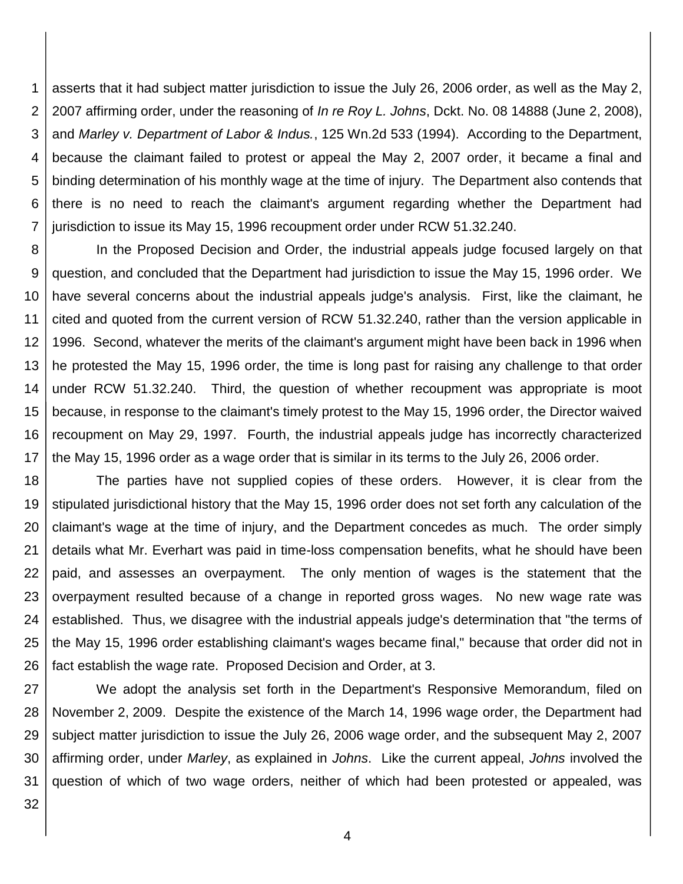asserts that it had subject matter jurisdiction to issue the July 26, 2006 order, as well as the May 2, 2007 affirming order, under the reasoning of *In re Roy L. Johns*, Dckt. No. 08 14888 (June 2, 2008), and *Marley v. Department of Labor & Indus.*, 125 Wn.2d 533 (1994). According to the Department, because the claimant failed to protest or appeal the May 2, 2007 order, it became a final and binding determination of his monthly wage at the time of injury. The Department also contends that there is no need to reach the claimant's argument regarding whether the Department had jurisdiction to issue its May 15, 1996 recoupment order under RCW 51.32.240.

In the Proposed Decision and Order, the industrial appeals judge focused largely on that question, and concluded that the Department had jurisdiction to issue the May 15, 1996 order. We have several concerns about the industrial appeals judge's analysis. First, like the claimant, he cited and quoted from the current version of RCW 51.32.240, rather than the version applicable in 1996. Second, whatever the merits of the claimant's argument might have been back in 1996 when he protested the May 15, 1996 order, the time is long past for raising any challenge to that order under RCW 51.32.240. Third, the question of whether recoupment was appropriate is moot because, in response to the claimant's timely protest to the May 15, 1996 order, the Director waived recoupment on May 29, 1997. Fourth, the industrial appeals judge has incorrectly characterized the May 15, 1996 order as a wage order that is similar in its terms to the July 26, 2006 order.

The parties have not supplied copies of these orders. However, it is clear from the stipulated jurisdictional history that the May 15, 1996 order does not set forth any calculation of the claimant's wage at the time of injury, and the Department concedes as much. The order simply details what Mr. Everhart was paid in time-loss compensation benefits, what he should have been paid, and assesses an overpayment. The only mention of wages is the statement that the overpayment resulted because of a change in reported gross wages. No new wage rate was established. Thus, we disagree with the industrial appeals judge's determination that "the terms of the May 15, 1996 order establishing claimant's wages became final," because that order did not in fact establish the wage rate. Proposed Decision and Order, at 3.

We adopt the analysis set forth in the Department's Responsive Memorandum, filed on November 2, 2009. Despite the existence of the March 14, 1996 wage order, the Department had subject matter jurisdiction to issue the July 26, 2006 wage order, and the subsequent May 2, 2007 affirming order, under *Marley*, as explained in *Johns*. Like the current appeal, *Johns* involved the question of which of two wage orders, neither of which had been protested or appealed, was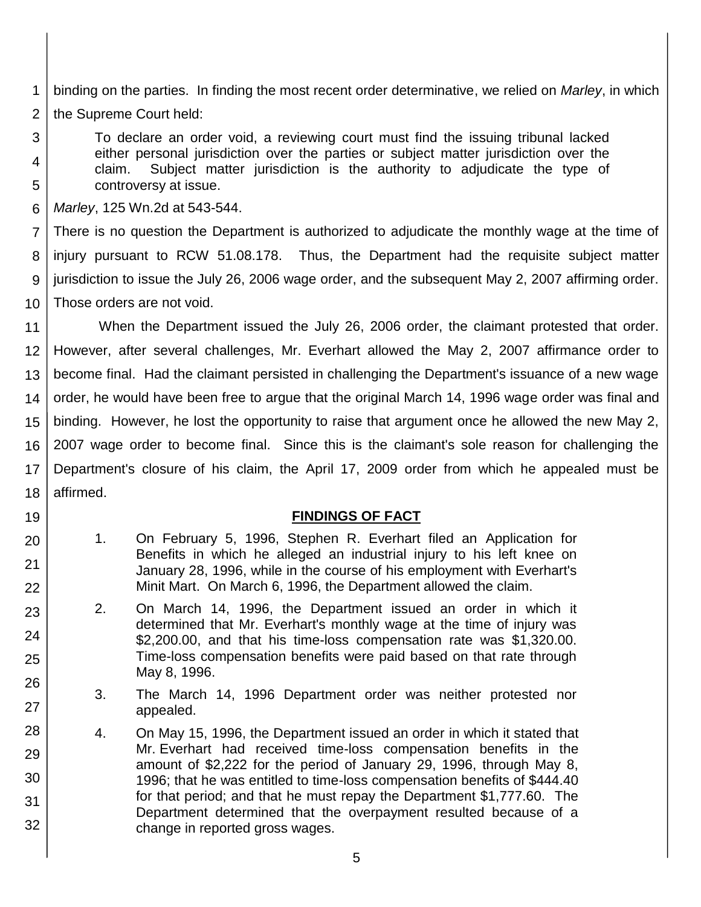binding on the parties. In finding the most recent order determinative, we relied on *Marley*, in which the Supreme Court held:

> To declare an order void, a reviewing court must find the issuing tribunal lacked either personal jurisdiction over the parties or subject matter jurisdiction over the claim. Subject matter jurisdiction is the authority to adjudicate the type of controversy at issue.

*Marley*, 125 Wn.2d at 543-544.

There is no question the Department is authorized to adjudicate the monthly wage at the time of injury pursuant to RCW 51.08.178. Thus, the Department had the requisite subject matter jurisdiction to issue the July 26, 2006 wage order, and the subsequent May 2, 2007 affirming order. Those orders are not void.

When the Department issued the July 26, 2006 order, the claimant protested that order. However, after several challenges, Mr. Everhart allowed the May 2, 2007 affirmance order to become final. Had the claimant persisted in challenging the Department's issuance of a new wage order, he would have been free to argue that the original March 14, 1996 wage order was final and binding. However, he lost the opportunity to raise that argument once he allowed the new May 2, 2007 wage order to become final. Since this is the claimant's sole reason for challenging the Department's closure of his claim, the April 17, 2009 order from which he appealed must be affirmed.

## FINDINGS OF FACT

1. On February 5, 1996, Stephen R. Everhart filed an Application for Benefits in which he alleged an industrial injury to his left knee on January 28, 1996, while in the course of his employment with Everhart's Minit Mart. On March 6, 1996, the Department allowed the claim.

2. On March 14, 1996, the Department issued an order in which it determined that Mr. Everhart's monthly wage at the time of injury was $2,200.00, and that his time-loss compensation rate was $1,320.00. Time-loss compensation benefits were paid based on that rate through May 8, 1996.

3. The March 14, 1996 Department order was neither protested nor appealed.

4. On May 15, 1996, the Department issued an order in which it stated that Mr. Everhart had received time-loss compensation benefits in the amount of $2,222 for the period of January 29, 1996, through May 8, 1996; that he was entitled to time-loss compensation benefits of $444.40 for that period; and that he must repay the Department $1,777.60. The Department determined that the overpayment resulted because of a change in reported gross wages.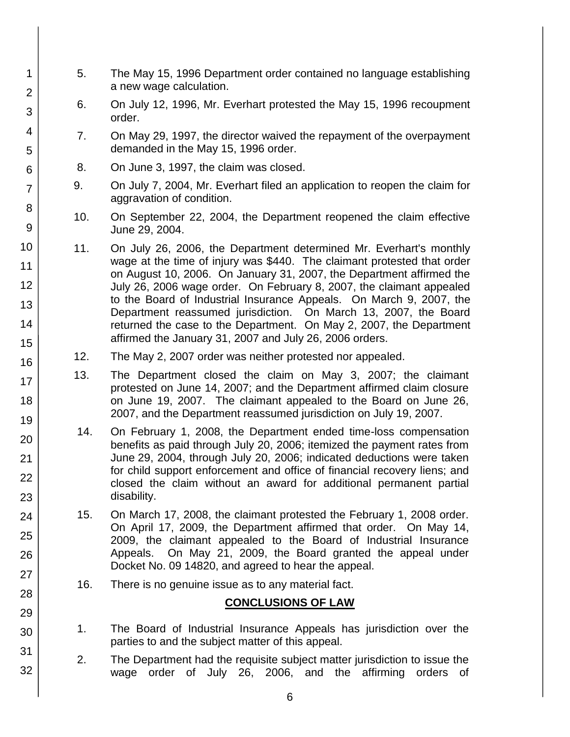5. The May 15, 1996 Department order contained no language establishing a new wage calculation.

6. On July 12, 1996, Mr. Everhart protested the May 15, 1996 recoupment order.

7. On May 29, 1997, the director waived the repayment of the overpayment demanded in the May 15, 1996 order.

8. On June 3, 1997, the claim was closed.

9. On July 7, 2004, Mr. Everhart filed an application to reopen the claim for aggravation of condition.

10. On September 22, 2004, the Department reopened the claim effective June 29, 2004.

11. On July 26, 2006, the Department determined Mr. Everhart's monthly wage at the time of injury was $440. The claimant protested that order on August 10, 2006. On January 31, 2007, the Department affirmed the July 26, 2006 wage order. On February 8, 2007, the claimant appealed to the Board of Industrial Insurance Appeals. On March 9, 2007, the Department reassumed jurisdiction. On March 13, 2007, the Board returned the case to the Department. On May 2, 2007, the Department affirmed the January 31, 2007 and July 26, 2006 orders.

12. The May 2, 2007 order was neither protested nor appealed.

13. The Department closed the claim on May 3, 2007; the claimant protested on June 14, 2007; and the Department affirmed claim closure on June 19, 2007. The claimant appealed to the Board on June 26, 2007, and the Department reassumed jurisdiction on July 19, 2007.

14. On February 1, 2008, the Department ended time-loss compensation benefits as paid through July 20, 2006; itemized the payment rates from June 29, 2004, through July 20, 2006; indicated deductions were taken for child support enforcement and office of financial recovery liens; and closed the claim without an award for additional permanent partial disability.

15. On March 17, 2008, the claimant protested the February 1, 2008 order. On April 17, 2009, the Department affirmed that order. On May 14, 2009, the claimant appealed to the Board of Industrial Insurance Appeals. On May 21, 2009, the Board granted the appeal under Docket No. 09 14820, and agreed to hear the appeal.

16. There is no genuine issue as to any material fact.

## CONCLUSIONS OF LAW

1. The Board of Industrial Insurance Appeals has jurisdiction over the parties to and the subject matter of this appeal.

2. The Department had the requisite subject matter jurisdiction to issue the wage order of July 26, 2006, and the affirming orders of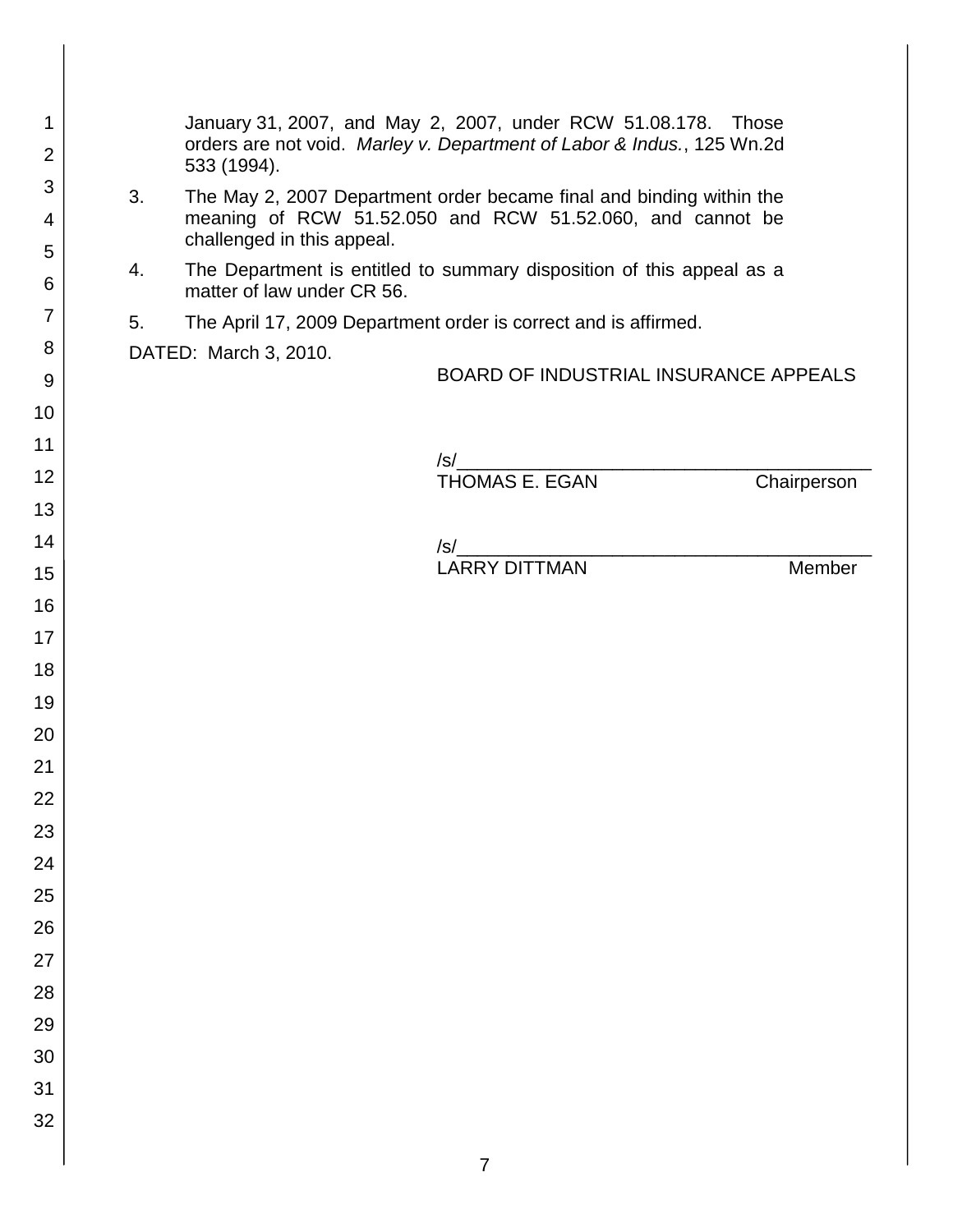January 31, 2007, and May 2, 2007, under RCW 51.08.178. Those orders are not void. *Marley v. Department of Labor & Indus.*, 125 Wn.2d 533 (1994).

3. The May 2, 2007 Department order became final and binding within the meaning of RCW 51.52.050 and RCW 51.52.060, and cannot be challenged in this appeal.

4. The Department is entitled to summary disposition of this appeal as a matter of law under CR 56.

5. The April 17, 2009 Department order is correct and is affirmed.

DATED: March 3, 2010.

BOARD OF INDUSTRIAL INSURANCE APPEALS

/s/________________________________________
THOMAS E. EGAN Chairperson

/s/________________________________________
LARRY DITTMAN Member